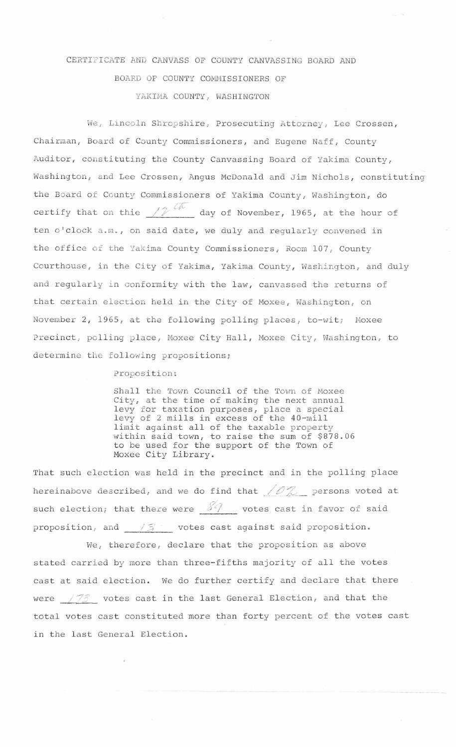# CERTIFICATE AND CANVASS OF COUNTY CANVASSING BOARD AND BOARD OF COUNTY COMMISSIONERS OF YAKIMA COUNTY, WASHINGTON

We, Lincoln Shropshire, Prosecuting Attorney, Lee Crossen, Chairman, Board of County Commissioners, and Eugene Naff, County Auditor, constituting the County Canvassing Board of Yakima County, Washington, and Lee Crossen, Angus McDonald and Jim Nichols, constituting the Board of County Commissioners of Yakima County, Washington, do certify that on thie 12th day of November, 1965, at the hour of ten o'clock a.m., on said date, we duly and regularly convened in the office of the Yakima County Commissioners, Room 107, County Courthouse, in the City of Yakima, Yakima County, Washington, and duly and regularly in conformity with the law, canvassed the returns of that certain election held in the City of Moxee, Washington, on November 2, 1965, at the following polling places, to-wit; Moxee Precinct, polling place, Moxee City Hall, Moxee City, Washington, to determine the following propositions;

Proposition:

> Shall the Town Council of the Town of Moxee City, at the time of making the next annual levy for taxation purposes, place a special levy of 2 mills in excess of the 40-mill limit against all of the taxable property within said town, to raise the sum of $878.06 to be used for the support of the Town of Moxee City Library.

That such election was held in the precinct and in the polling place hereinabove described, and we do find that 102 persons voted at such election; that there were 89 votes cast in favor of said proposition, and 13 votes cast against said proposition.

We, therefore, declare that the proposition as above stated carried by more than three-fifths majority of all the votes cast at said election. We do further certify and declare that there were 173 votes cast in the last General Election, and that the total votes cast constituted more than forty percent of the votes cast in the last General Election.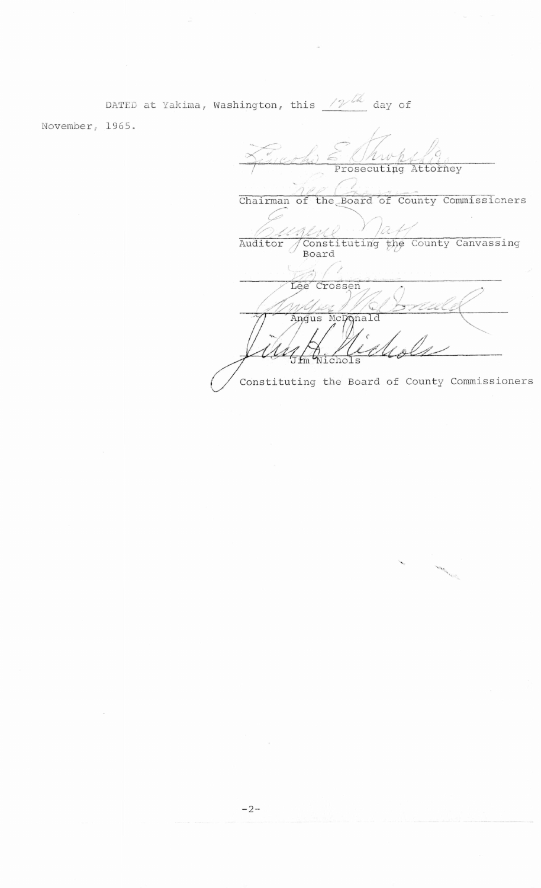DATED at Yakima, Washington, this 17th day of November, 1965.

Prosecuting Attorney

Chairman of the Board of County Commissioners

Auditor Constituting the County Canvassing Board

Lee Crossen

Angus McDonald

Jim Nichols

Constituting the Board of County Commissioners